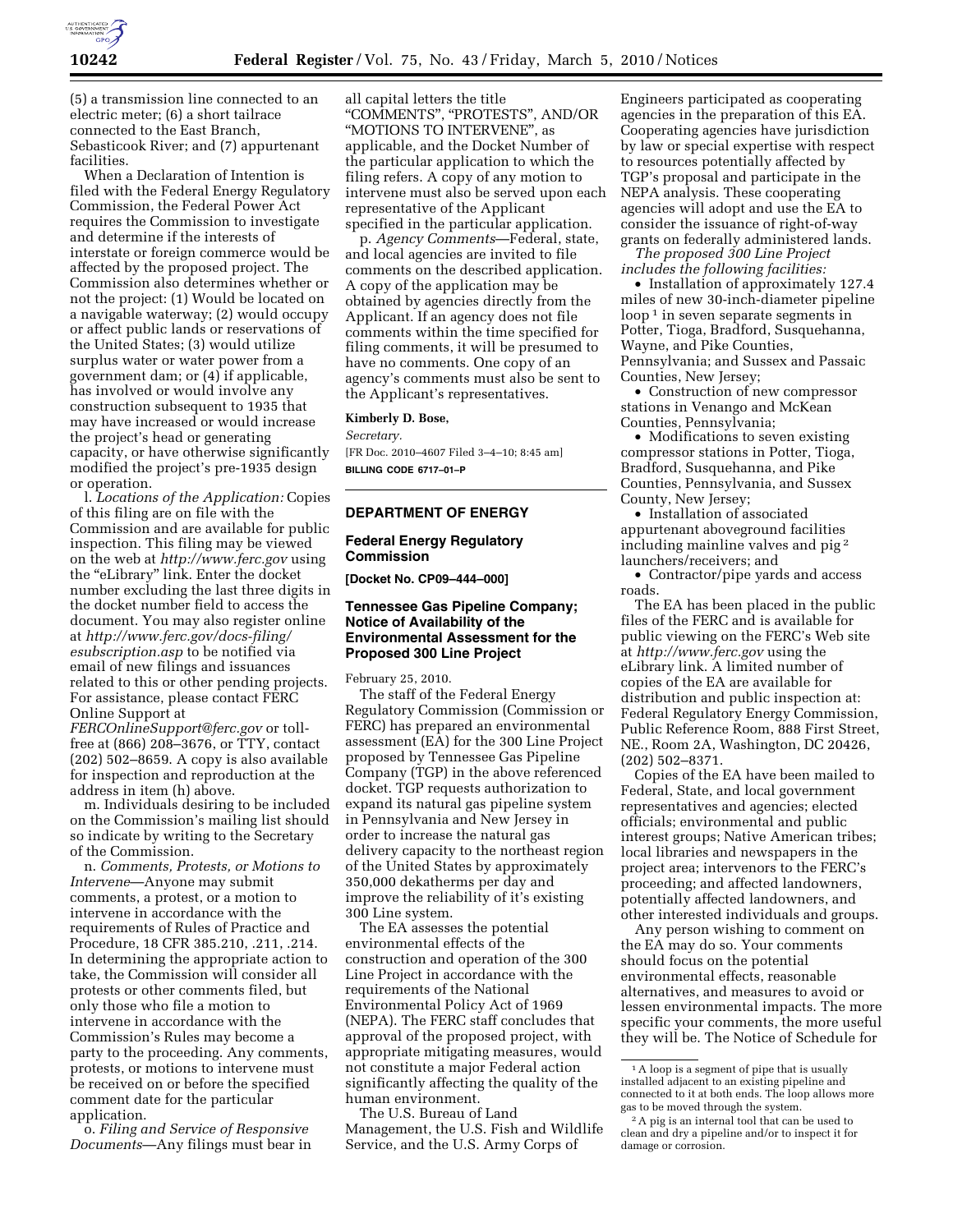(5) a transmission line connected to an electric meter; (6) a short tailrace connected to the East Branch, Sebasticook River; and (7) appurtenant facilities.

When a Declaration of Intention is filed with the Federal Energy Regulatory Commission, the Federal Power Act requires the Commission to investigate and determine if the interests of interstate or foreign commerce would be affected by the proposed project. The Commission also determines whether or not the project: (1) Would be located on a navigable waterway; (2) would occupy or affect public lands or reservations of the United States; (3) would utilize surplus water or water power from a government dam; or (4) if applicable, has involved or would involve any construction subsequent to 1935 that may have increased or would increase the project's head or generating capacity, or have otherwise significantly modified the project's pre-1935 design or operation.

l. *Locations of the Application:* Copies of this filing are on file with the Commission and are available for public inspection. This filing may be viewed on the web at *http://www.ferc.gov* using the "eLibrary" link. Enter the docket number excluding the last three digits in the docket number field to access the document. You may also register online at *http://www.ferc.gov/docs-filing/esubscription.asp* to be notified via email of new filings and issuances related to this or other pending projects. For assistance, please contact FERC Online Support at *FERCOnlineSupport@ferc.gov* or toll-free at (866) 208–3676, or TTY, contact (202) 502–8659. A copy is also available for inspection and reproduction at the address in item (h) above.

m. Individuals desiring to be included on the Commission's mailing list should so indicate by writing to the Secretary of the Commission.

n. *Comments, Protests, or Motions to Intervene*—Anyone may submit comments, a protest, or a motion to intervene in accordance with the requirements of Rules of Practice and Procedure, 18 CFR 385.210, .211, .214. In determining the appropriate action to take, the Commission will consider all protests or other comments filed, but only those who file a motion to intervene in accordance with the Commission's Rules may become a party to the proceeding. Any comments, protests, or motions to intervene must be received on or before the specified comment date for the particular application.

o. *Filing and Service of Responsive Documents*—Any filings must bear in all capital letters the title "COMMENTS", "PROTESTS", AND/OR "MOTIONS TO INTERVENE", as applicable, and the Docket Number of the particular application to which the filing refers. A copy of any motion to intervene must also be served upon each representative of the Applicant specified in the particular application.

p. *Agency Comments*—Federal, state, and local agencies are invited to file comments on the described application. A copy of the application may be obtained by agencies directly from the Applicant. If an agency does not file comments within the time specified for filing comments, it will be presumed to have no comments. One copy of an agency's comments must also be sent to the Applicant's representatives.

**Kimberly D. Bose,**

*Secretary.*

[FR Doc. 2010–4607 Filed 3–4–10; 8:45 am]

**BILLING CODE 6717–01–P**

## DEPARTMENT OF ENERGY

### Federal Energy Regulatory Commission

**[Docket No. CP09–444–000]**

### Tennessee Gas Pipeline Company; Notice of Availability of the Environmental Assessment for the Proposed 300 Line Project

February 25, 2010.

The staff of the Federal Energy Regulatory Commission (Commission or FERC) has prepared an environmental assessment (EA) for the 300 Line Project proposed by Tennessee Gas Pipeline Company (TGP) in the above referenced docket. TGP requests authorization to expand its natural gas pipeline system in Pennsylvania and New Jersey in order to increase the natural gas delivery capacity to the northeast region of the United States by approximately 350,000 dekatherms per day and improve the reliability of it's existing 300 Line system.

The EA assesses the potential environmental effects of the construction and operation of the 300 Line Project in accordance with the requirements of the National Environmental Policy Act of 1969 (NEPA). The FERC staff concludes that approval of the proposed project, with appropriate mitigating measures, would not constitute a major Federal action significantly affecting the quality of the human environment.

The U.S. Bureau of Land Management, the U.S. Fish and Wildlife Service, and the U.S. Army Corps of Engineers participated as cooperating agencies in the preparation of this EA. Cooperating agencies have jurisdiction by law or special expertise with respect to resources potentially affected by TGP's proposal and participate in the NEPA analysis. These cooperating agencies will adopt and use the EA to consider the issuance of right-of-way grants on federally administered lands.

*The proposed 300 Line Project includes the following facilities:*

- Installation of approximately 127.4 miles of new 30-inch-diameter pipeline loop [1] in seven separate segments in Potter, Tioga, Bradford, Susquehanna, Wayne, and Pike Counties, Pennsylvania; and Sussex and Passaic Counties, New Jersey;
- Construction of new compressor stations in Venango and McKean Counties, Pennsylvania;
- Modifications to seven existing compressor stations in Potter, Tioga, Bradford, Susquehanna, and Pike Counties, Pennsylvania, and Sussex County, New Jersey;
- Installation of associated appurtenant aboveground facilities including mainline valves and pig [2] launchers/receivers; and
- Contractor/pipe yards and access roads.

The EA has been placed in the public files of the FERC and is available for public viewing on the FERC's Web site at *http://www.ferc.gov* using the eLibrary link. A limited number of copies of the EA are available for distribution and public inspection at: Federal Regulatory Energy Commission, Public Reference Room, 888 First Street, NE., Room 2A, Washington, DC 20426, (202) 502–8371.

Copies of the EA have been mailed to Federal, State, and local government representatives and agencies; elected officials; environmental and public interest groups; Native American tribes; local libraries and newspapers in the project area; intervenors to the FERC's proceeding; and affected landowners, potentially affected landowners, and other interested individuals and groups.

Any person wishing to comment on the EA may do so. Your comments should focus on the potential environmental effects, reasonable alternatives, and measures to avoid or lessen environmental impacts. The more specific your comments, the more useful they will be. The Notice of Schedule for

---

[1] A loop is a segment of pipe that is usually installed adjacent to an existing pipeline and connected to it at both ends. The loop allows more gas to be moved through the system.

[2] A pig is an internal tool that can be used to clean and dry a pipeline and/or to inspect it for damage or corrosion.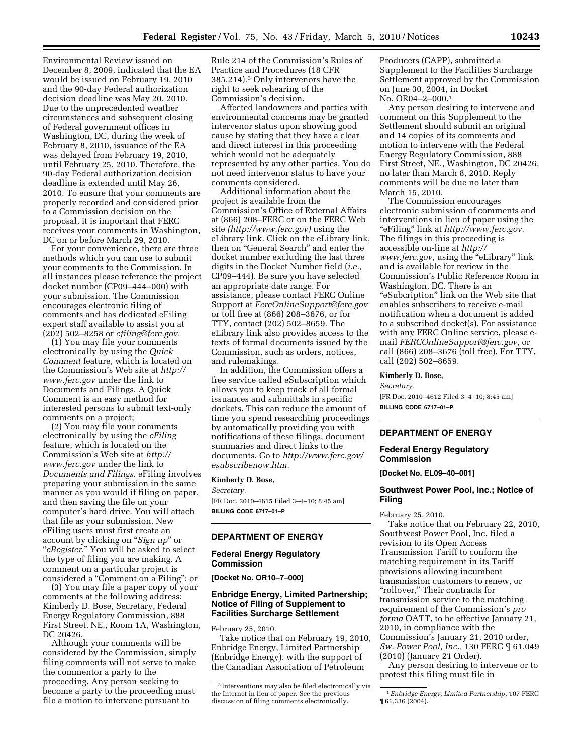Environmental Review issued on December 8, 2009, indicated that the EA would be issued on February 19, 2010 and the 90-day Federal authorization decision deadline was May 20, 2010. Due to the unprecedented weather circumstances and subsequent closing of Federal government offices in Washington, DC, during the week of February 8, 2010, issuance of the EA was delayed from February 19, 2010, until February 25, 2010. Therefore, the 90-day Federal authorization decision deadline is extended until May 26, 2010. To ensure that your comments are properly recorded and considered prior to a Commission decision on the proposal, it is important that FERC receives your comments in Washington, DC on or before March 29, 2010.

For your convenience, there are three methods which you can use to submit your comments to the Commission. In all instances please reference the project docket number (CP09–444–000) with your submission. The Commission encourages electronic filing of comments and has dedicated eFiling expert staff available to assist you at (202) 502–8258 or *efiling@ferc.gov*.

(1) You may file your comments electronically by using the *Quick Comment* feature, which is located on the Commission's Web site at *http://www.ferc.gov* under the link to Documents and Filings. A Quick Comment is an easy method for interested persons to submit text-only comments on a project;

(2) You may file your comments electronically by using the *eFiling* feature, which is located on the Commission's Web site at *http://www.ferc.gov* under the link to *Documents and Filings*. eFiling involves preparing your submission in the same manner as you would if filing on paper, and then saving the file on your computer's hard drive. You will attach that file as your submission. New eFiling users must first create an account by clicking on "*Sign up*" or "*eRegister*." You will be asked to select the type of filing you are making. A comment on a particular project is considered a "Comment on a Filing"; or

(3) You may file a paper copy of your comments at the following address: Kimberly D. Bose, Secretary, Federal Energy Regulatory Commission, 888 First Street, NE., Room 1A, Washington, DC 20426.

Although your comments will be considered by the Commission, simply filing comments will not serve to make the commentor a party to the proceeding. Any person seeking to become a party to the proceeding must file a motion to intervene pursuant to Rule 214 of the Commission's Rules of Practice and Procedures (18 CFR 385.214).[3] Only intervenors have the right to seek rehearing of the Commission's decision.

Affected landowners and parties with environmental concerns may be granted intervenor status upon showing good cause by stating that they have a clear and direct interest in this proceeding which would not be adequately represented by any other parties. You do not need intervenor status to have your comments considered.

Additional information about the project is available from the Commission's Office of External Affairs at (866) 208–FERC or on the FERC Web site *(http://www.ferc.gov)* using the eLibrary link. Click on the eLibrary link, then on "General Search" and enter the docket number excluding the last three digits in the Docket Number field (*i.e.,* CP09–444). Be sure you have selected an appropriate date range. For assistance, please contact FERC Online Support at *FercOnlineSupport@ferc.gov* or toll free at (866) 208–3676, or for TTY, contact (202) 502–8659. The eLibrary link also provides access to the texts of formal documents issued by the Commission, such as orders, notices, and rulemakings.

In addition, the Commission offers a free service called eSubscription which allows you to keep track of all formal issuances and submittals in specific dockets. This can reduce the amount of time you spend researching proceedings by automatically providing you with notifications of these filings, document summaries and direct links to the documents. Go to *http://www.ferc.gov/esubscribenow.htm.*

**Kimberly D. Bose,**

*Secretary.*

[FR Doc. 2010–4615 Filed 3–4–10; 8:45 am]

**BILLING CODE 6717–01–P**

[3] Interventions may also be filed electronically via the Internet in lieu of paper. See the previous discussion of filing comments electronically.

---

## DEPARTMENT OF ENERGY

### Federal Energy Regulatory Commission

**[Docket No. OR10–7–000]**

### Enbridge Energy, Limited Partnership; Notice of Filing of Supplement to Facilities Surcharge Settlement

February 25, 2010.

Take notice that on February 19, 2010, Enbridge Energy, Limited Partnership (Enbridge Energy), with the support of the Canadian Association of Petroleum Producers (CAPP), submitted a Supplement to the Facilities Surcharge Settlement approved by the Commission on June 30, 2004, in Docket No. OR04–2–000.[1]

Any person desiring to intervene and comment on this Supplement to the Settlement should submit an original and 14 copies of its comments and motion to intervene with the Federal Energy Regulatory Commission, 888 First Street, NE., Washington, DC 20426, no later than March 8, 2010. Reply comments will be due no later than March 15, 2010.

The Commission encourages electronic submission of comments and interventions in lieu of paper using the "eFiling" link at *http://www.ferc.gov*. The filings in this proceeding is accessible on-line at *http://www.ferc.gov*, using the "eLibrary" link and is available for review in the Commission's Public Reference Room in Washington, DC. There is an "eSubcription" link on the Web site that enables subscribers to receive e-mail notification when a document is added to a subscribed docket(s). For assistance with any FERC Online service, please e-mail *FERCOnlineSupport@ferc.gov*, or call (866) 208–3676 (toll free). For TTY, call (202) 502–8659.

**Kimberly D. Bose,**

*Secretary.*

[FR Doc. 2010–4612 Filed 3–4–10; 8:45 am]

**BILLING CODE 6717–01–P**

[1] *Enbridge Energy, Limited Partnership,* 107 FERC ¶ 61,336 (2004).

---

## DEPARTMENT OF ENERGY

### Federal Energy Regulatory Commission

**[Docket No. EL09–40–001]**

### Southwest Power Pool, Inc.; Notice of Filing

February 25, 2010.

Take notice that on February 22, 2010, Southwest Power Pool, Inc. filed a revision to its Open Access Transmission Tariff to conform the matching requirement in its Tariff provisions allowing incumbent transmission customers to renew, or "rollover," Their contracts for transmission service to the matching requirement of the Commission's *pro forma* OATT, to be effective January 21, 2010, in compliance with the Commission's January 21, 2010 order, *Sw. Power Pool, Inc.,* 130 FERC ¶ 61,049 (2010) (January 21 Order).

Any person desiring to intervene or to protest this filing must file in